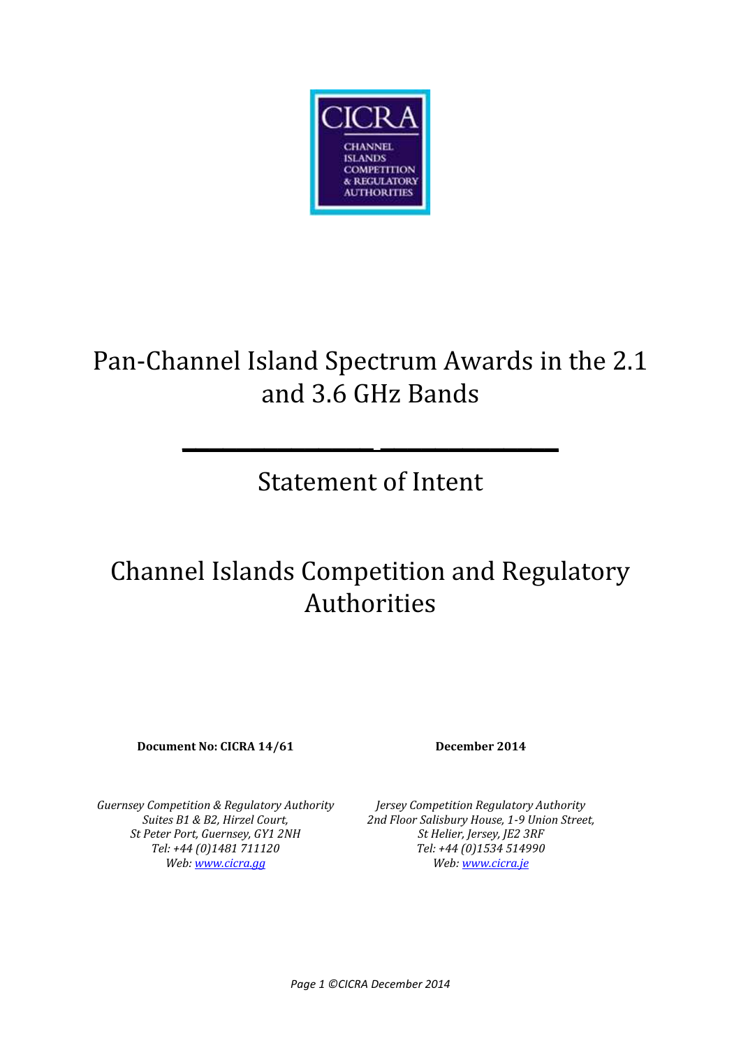CICRA

CHANNEL ISLANDS COMPETITION & REGULATORY AUTHORITIES

# Pan-Channel Island Spectrum Awards in the 2.1 and 3.6 GHz Bands

## Statement of Intent

## Channel Islands Competition and Regulatory Authorities

**Document No: CICRA 14/61**

**December 2014**

*Guernsey Competition & Regulatory Authority*
*Suites B1 & B2, Hirzel Court,*
*St Peter Port, Guernsey, GY1 2NH*
*Tel: +44 (0)1481 711120*
*Web: www.cicra.gg*

*Jersey Competition Regulatory Authority*
*2nd Floor Salisbury House, 1-9 Union Street,*
*St Helier, Jersey, JE2 3RF*
*Tel: +44 (0)1534 514990*
*Web: www.cicra.je*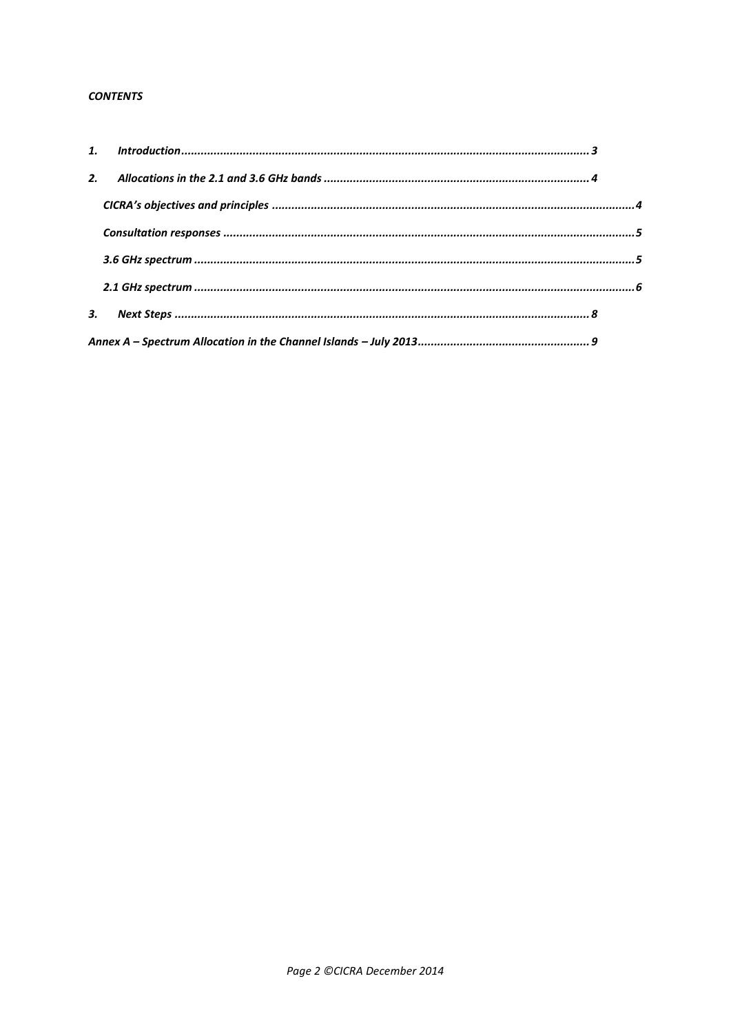*CONTENTS*

1. *Introduction* ........................................................................................................................ 3
2. *Allocations in the 2.1 and 3.6 GHz bands* ................................................................................ 4
    - *CICRA's objectives and principles* ........................................................................................ 4
    - *Consultation responses* ....................................................................................................... 5
    - *3.6 GHz spectrum* ............................................................................................................... 5
    - *2.1 GHz spectrum* ............................................................................................................... 6
3. *Next Steps* ........................................................................................................................... 8

*Annex A – Spectrum Allocation in the Channel Islands – July 2013* .................................................... 9

*Page 2 ©CICRA December 2014*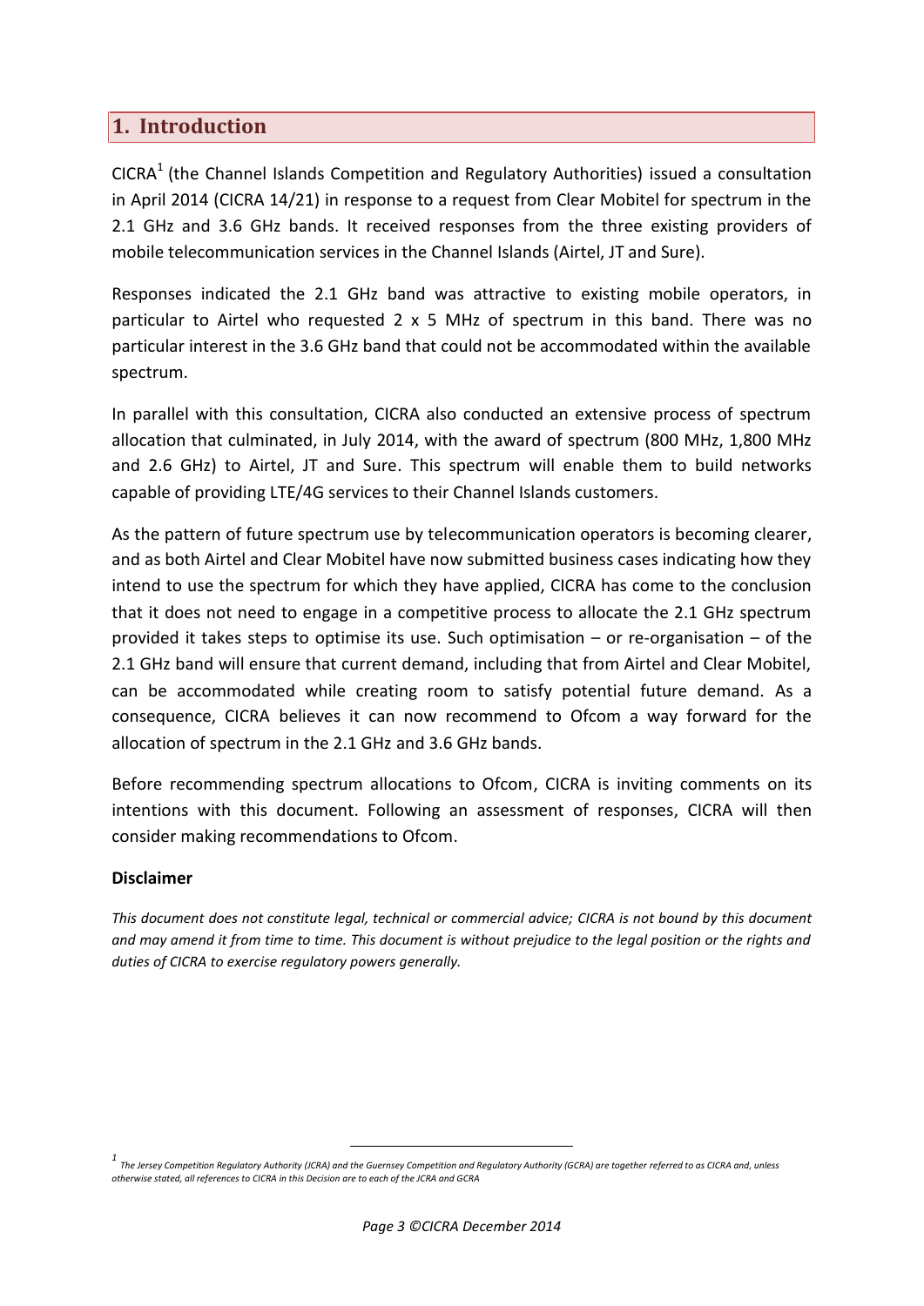# 1. Introduction

CICRA[1] (the Channel Islands Competition and Regulatory Authorities) issued a consultation in April 2014 (CICRA 14/21) in response to a request from Clear Mobitel for spectrum in the 2.1 GHz and 3.6 GHz bands. It received responses from the three existing providers of mobile telecommunication services in the Channel Islands (Airtel, JT and Sure).

Responses indicated the 2.1 GHz band was attractive to existing mobile operators, in particular to Airtel who requested 2 x 5 MHz of spectrum in this band. There was no particular interest in the 3.6 GHz band that could not be accommodated within the available spectrum.

In parallel with this consultation, CICRA also conducted an extensive process of spectrum allocation that culminated, in July 2014, with the award of spectrum (800 MHz, 1,800 MHz and 2.6 GHz) to Airtel, JT and Sure. This spectrum will enable them to build networks capable of providing LTE/4G services to their Channel Islands customers.

As the pattern of future spectrum use by telecommunication operators is becoming clearer, and as both Airtel and Clear Mobitel have now submitted business cases indicating how they intend to use the spectrum for which they have applied, CICRA has come to the conclusion that it does not need to engage in a competitive process to allocate the 2.1 GHz spectrum provided it takes steps to optimise its use. Such optimisation – or re-organisation – of the 2.1 GHz band will ensure that current demand, including that from Airtel and Clear Mobitel, can be accommodated while creating room to satisfy potential future demand. As a consequence, CICRA believes it can now recommend to Ofcom a way forward for the allocation of spectrum in the 2.1 GHz and 3.6 GHz bands.

Before recommending spectrum allocations to Ofcom, CICRA is inviting comments on its intentions with this document. Following an assessment of responses, CICRA will then consider making recommendations to Ofcom.

**Disclaimer**

*This document does not constitute legal, technical or commercial advice; CICRA is not bound by this document and may amend it from time to time. This document is without prejudice to the legal position or the rights and duties of CICRA to exercise regulatory powers generally.*

---

[1] *The Jersey Competition Regulatory Authority (JCRA) and the Guernsey Competition and Regulatory Authority (GCRA) are together referred to as CICRA and, unless otherwise stated, all references to CICRA in this Decision are to each of the JCRA and GCRA*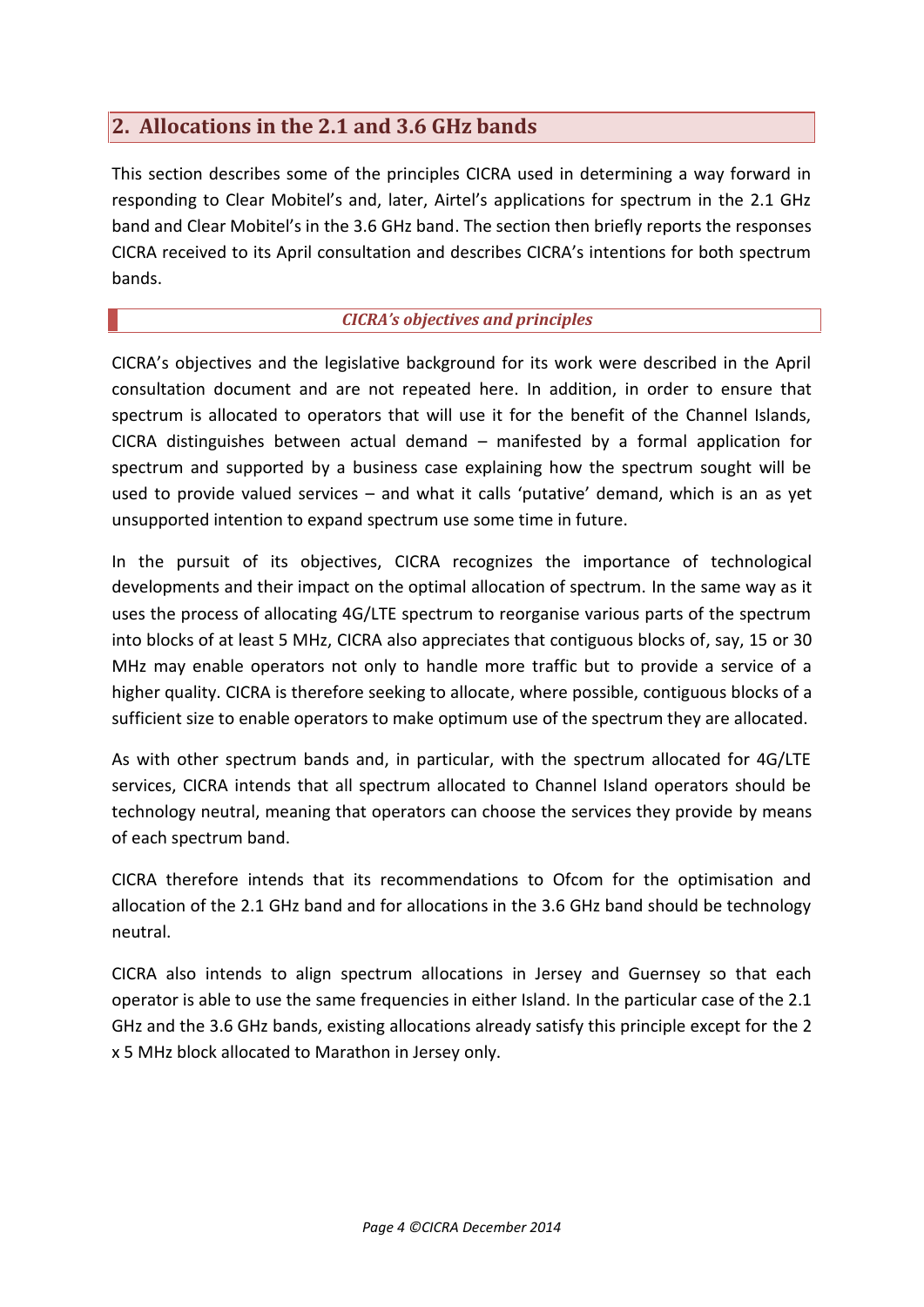## 2. Allocations in the 2.1 and 3.6 GHz bands

This section describes some of the principles CICRA used in determining a way forward in responding to Clear Mobitel's and, later, Airtel's applications for spectrum in the 2.1 GHz band and Clear Mobitel's in the 3.6 GHz band. The section then briefly reports the responses CICRA received to its April consultation and describes CICRA's intentions for both spectrum bands.

### *CICRA's objectives and principles*

CICRA's objectives and the legislative background for its work were described in the April consultation document and are not repeated here. In addition, in order to ensure that spectrum is allocated to operators that will use it for the benefit of the Channel Islands, CICRA distinguishes between actual demand – manifested by a formal application for spectrum and supported by a business case explaining how the spectrum sought will be used to provide valued services – and what it calls 'putative' demand, which is an as yet unsupported intention to expand spectrum use some time in future.

In the pursuit of its objectives, CICRA recognizes the importance of technological developments and their impact on the optimal allocation of spectrum. In the same way as it uses the process of allocating 4G/LTE spectrum to reorganise various parts of the spectrum into blocks of at least 5 MHz, CICRA also appreciates that contiguous blocks of, say, 15 or 30 MHz may enable operators not only to handle more traffic but to provide a service of a higher quality. CICRA is therefore seeking to allocate, where possible, contiguous blocks of a sufficient size to enable operators to make optimum use of the spectrum they are allocated.

As with other spectrum bands and, in particular, with the spectrum allocated for 4G/LTE services, CICRA intends that all spectrum allocated to Channel Island operators should be technology neutral, meaning that operators can choose the services they provide by means of each spectrum band.

CICRA therefore intends that its recommendations to Ofcom for the optimisation and allocation of the 2.1 GHz band and for allocations in the 3.6 GHz band should be technology neutral.

CICRA also intends to align spectrum allocations in Jersey and Guernsey so that each operator is able to use the same frequencies in either Island. In the particular case of the 2.1 GHz and the 3.6 GHz bands, existing allocations already satisfy this principle except for the 2 x 5 MHz block allocated to Marathon in Jersey only.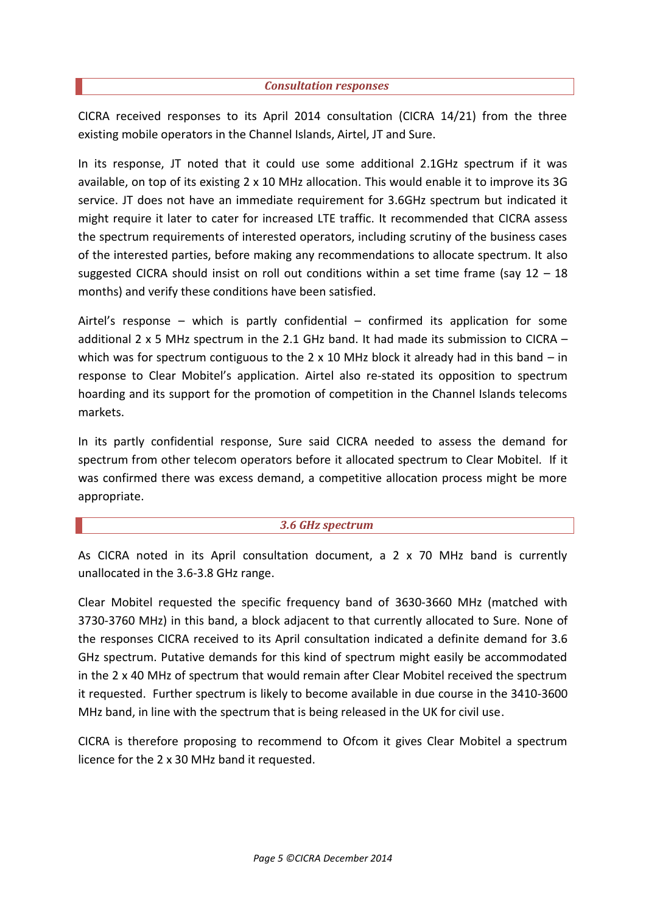## *Consultation responses*

CICRA received responses to its April 2014 consultation (CICRA 14/21) from the three existing mobile operators in the Channel Islands, Airtel, JT and Sure.

In its response, JT noted that it could use some additional 2.1GHz spectrum if it was available, on top of its existing 2 x 10 MHz allocation. This would enable it to improve its 3G service. JT does not have an immediate requirement for 3.6GHz spectrum but indicated it might require it later to cater for increased LTE traffic. It recommended that CICRA assess the spectrum requirements of interested operators, including scrutiny of the business cases of the interested parties, before making any recommendations to allocate spectrum. It also suggested CICRA should insist on roll out conditions within a set time frame (say 12 – 18 months) and verify these conditions have been satisfied.

Airtel's response – which is partly confidential – confirmed its application for some additional 2 x 5 MHz spectrum in the 2.1 GHz band. It had made its submission to CICRA – which was for spectrum contiguous to the 2 x 10 MHz block it already had in this band – in response to Clear Mobitel's application. Airtel also re-stated its opposition to spectrum hoarding and its support for the promotion of competition in the Channel Islands telecoms markets.

In its partly confidential response, Sure said CICRA needed to assess the demand for spectrum from other telecom operators before it allocated spectrum to Clear Mobitel. If it was confirmed there was excess demand, a competitive allocation process might be more appropriate.

## *3.6 GHz spectrum*

As CICRA noted in its April consultation document, a 2 x 70 MHz band is currently unallocated in the 3.6-3.8 GHz range.

Clear Mobitel requested the specific frequency band of 3630-3660 MHz (matched with 3730-3760 MHz) in this band, a block adjacent to that currently allocated to Sure. None of the responses CICRA received to its April consultation indicated a definite demand for 3.6 GHz spectrum. Putative demands for this kind of spectrum might easily be accommodated in the 2 x 40 MHz of spectrum that would remain after Clear Mobitel received the spectrum it requested. Further spectrum is likely to become available in due course in the 3410-3600 MHz band, in line with the spectrum that is being released in the UK for civil use.

CICRA is therefore proposing to recommend to Ofcom it gives Clear Mobitel a spectrum licence for the 2 x 30 MHz band it requested.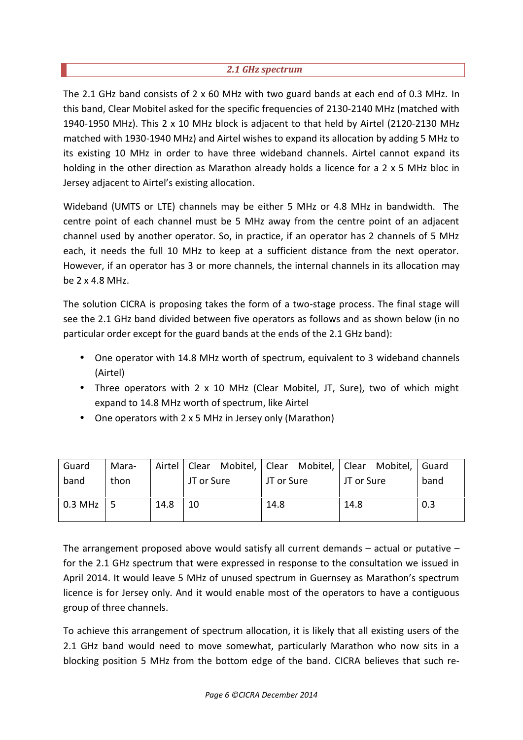### *2.1 GHz spectrum*

The 2.1 GHz band consists of 2 x 60 MHz with two guard bands at each end of 0.3 MHz. In this band, Clear Mobitel asked for the specific frequencies of 2130-2140 MHz (matched with 1940-1950 MHz). This 2 x 10 MHz block is adjacent to that held by Airtel (2120-2130 MHz matched with 1930-1940 MHz) and Airtel wishes to expand its allocation by adding 5 MHz to its existing 10 MHz in order to have three wideband channels. Airtel cannot expand its holding in the other direction as Marathon already holds a licence for a 2 x 5 MHz bloc in Jersey adjacent to Airtel's existing allocation.

Wideband (UMTS or LTE) channels may be either 5 MHz or 4.8 MHz in bandwidth. The centre point of each channel must be 5 MHz away from the centre point of an adjacent channel used by another operator. So, in practice, if an operator has 2 channels of 5 MHz each, it needs the full 10 MHz to keep at a sufficient distance from the next operator. However, if an operator has 3 or more channels, the internal channels in its allocation may be 2 x 4.8 MHz.

The solution CICRA is proposing takes the form of a two-stage process. The final stage will see the 2.1 GHz band divided between five operators as follows and as shown below (in no particular order except for the guard bands at the ends of the 2.1 GHz band):

- One operator with 14.8 MHz worth of spectrum, equivalent to 3 wideband channels (Airtel)
- Three operators with 2 x 10 MHz (Clear Mobitel, JT, Sure), two of which might expand to 14.8 MHz worth of spectrum, like Airtel
- One operators with 2 x 5 MHz in Jersey only (Marathon)

| Guard band | Mara-thon | Airtel | Clear Mobitel, JT or Sure | Clear Mobitel, JT or Sure | Clear Mobitel, JT or Sure | Guard band |
|---|---|---|---|---|---|---|
| 0.3 MHz | 5 | 14.8 | 10 | 14.8 | 14.8 | 0.3 |

The arrangement proposed above would satisfy all current demands – actual or putative – for the 2.1 GHz spectrum that were expressed in response to the consultation we issued in April 2014. It would leave 5 MHz of unused spectrum in Guernsey as Marathon's spectrum licence is for Jersey only. And it would enable most of the operators to have a contiguous group of three channels.

To achieve this arrangement of spectrum allocation, it is likely that all existing users of the 2.1 GHz band would need to move somewhat, particularly Marathon who now sits in a blocking position 5 MHz from the bottom edge of the band. CICRA believes that such re-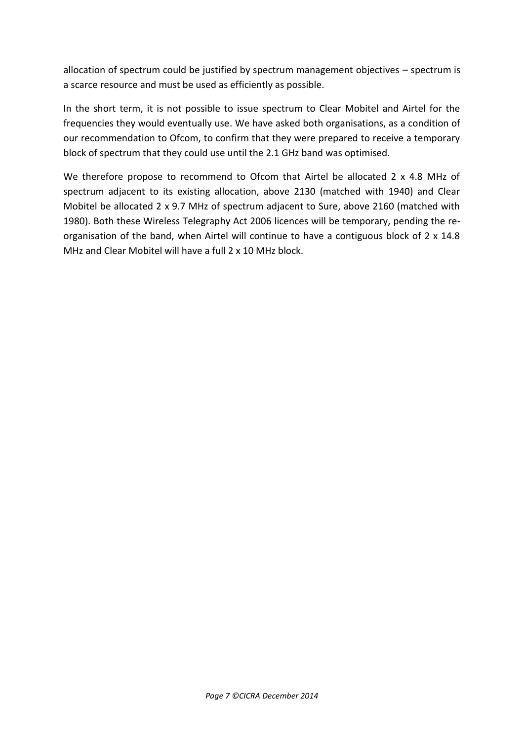allocation of spectrum could be justified by spectrum management objectives – spectrum is a scarce resource and must be used as efficiently as possible.

In the short term, it is not possible to issue spectrum to Clear Mobitel and Airtel for the frequencies they would eventually use. We have asked both organisations, as a condition of our recommendation to Ofcom, to confirm that they were prepared to receive a temporary block of spectrum that they could use until the 2.1 GHz band was optimised.

We therefore propose to recommend to Ofcom that Airtel be allocated 2 x 4.8 MHz of spectrum adjacent to its existing allocation, above 2130 (matched with 1940) and Clear Mobitel be allocated 2 x 9.7 MHz of spectrum adjacent to Sure, above 2160 (matched with 1980). Both these Wireless Telegraphy Act 2006 licences will be temporary, pending the re-organisation of the band, when Airtel will continue to have a contiguous block of 2 x 14.8 MHz and Clear Mobitel will have a full 2 x 10 MHz block.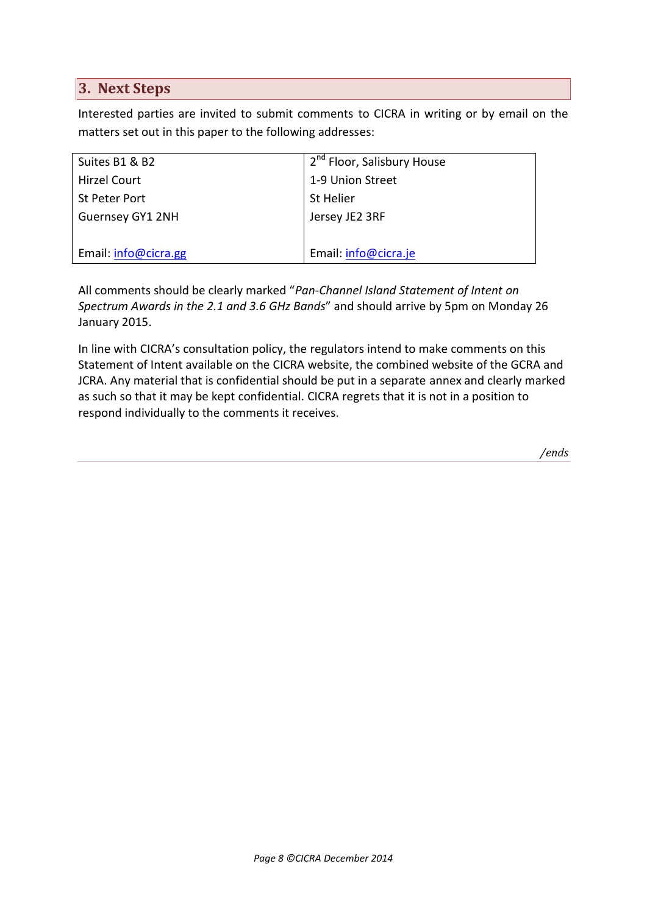## 3. Next Steps

Interested parties are invited to submit comments to CICRA in writing or by email on the matters set out in this paper to the following addresses:

| Suites B1 & B2<br>Hirzel Court<br>St Peter Port<br>Guernsey GY1 2NH<br><br>Email: info@cicra.gg | 2nd Floor, Salisbury House<br>1-9 Union Street<br>St Helier<br>Jersey JE2 3RF<br><br>Email: info@cicra.je |
|---|---|

All comments should be clearly marked "*Pan-Channel Island Statement of Intent on Spectrum Awards in the 2.1 and 3.6 GHz Bands*" and should arrive by 5pm on Monday 26 January 2015.

In line with CICRA's consultation policy, the regulators intend to make comments on this Statement of Intent available on the CICRA website, the combined website of the GCRA and JCRA. Any material that is confidential should be put in a separate annex and clearly marked as such so that it may be kept confidential. CICRA regrets that it is not in a position to respond individually to the comments it receives.

*/ends*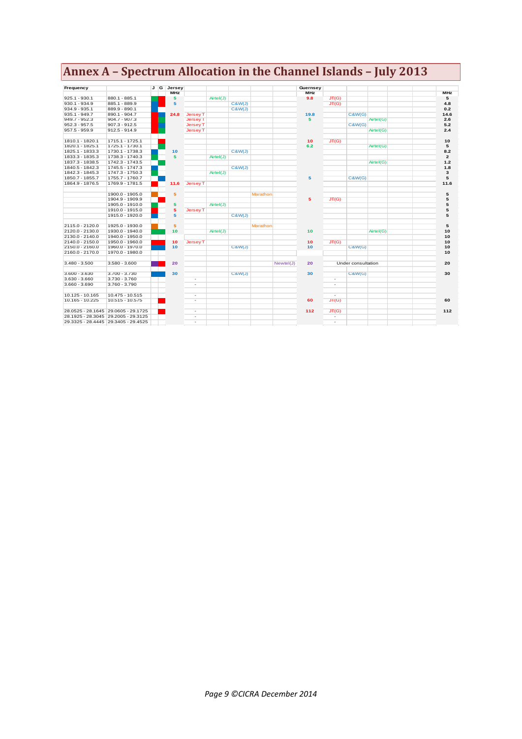# Annex A – Spectrum Allocation in the Channel Islands – July 2013

| Frequency | | J | G | Jersey MHz | | | | | | Guernsey MHz | | | | | | MHz |
|---|---|---|---|---|---|---|---|---|---|---|---|---|---|---|---|---|
| 925.1 - 930.1 | 880.1 - 885.1 | | | 5 | | Airtel(J) | | | | 9.8 | JT(G) | | | | | 5 |
| 930.1 - 934.9 | 885.1 - 889.9 | | | 5 | | | C&W(J) | | | | JT(G) | | | | | 4.8 |
| 934.9 - 935.1 | 889.9 - 890.1 | | | | | | C&W(J) | | | | | | | | | 0.2 |
| 935.1 - 949.7 | 890.1 - 904.7 | | | 24.8 | Jersey T | | | | | 19.8 | | C&W(G) | | | | 14.6 |
| 949.7 - 952.3 | 904.7 - 907.3 | | | | Jersey T | | | | | 5 | | | Airtel(G) | | | 2.6 |
| 952.3 - 957.5 | 907.3 - 912.5 | | | | Jersey T | | | | | | | C&W(G) | | | | 5.2 |
| 957.5 - 959.9 | 912.5 - 914.9 | | | | Jersey T | | | | | | | | Airtel(G) | | | 2.4 |
| | | | | | | | | | | | | | | | | |
| 1810.1 - 1820.1 | 1715.1 - 1725.1 | | | | | | | | | 10 | JT(G) | | | | | 10 |
| 1820.1 - 1825.1 | 1725.1 - 1730.1 | | | | | | | | | 6.2 | | | Airtel(G) | | | 5 |
| 1825.1 - 1833.3 | 1730.1 - 1738.3 | | | 10 | | | C&W(J) | | | | | | | | | 8.2 |
| 1833.3 - 1835.3 | 1738.3 - 1740.3 | | | 5 | | Airtel(J) | | | | | | | | | | 2 |
| 1837.3 - 1838.5 | 1742.3 - 1743.5 | | | | | | | | | | | | Airtel(G) | | | 1.2 |
| 1840.5 - 1842.3 | 1745.5 - 1747.3 | | | | | | C&W(J) | | | | | | | | | 1.8 |
| 1842.3 - 1845.3 | 1747.3 - 1750.3 | | | | | Airtel(J) | | | | | | | | | | 3 |
| 1850.7 - 1855.7 | 1755.7 - 1760.7 | | | | | | | | | 5 | | C&W(G) | | | | 5 |
| 1864.9 - 1876.5 | 1769.9 - 1781.5 | | | 11.6 | Jersey T | | | | | | | | | | | 11.6 |
| | | | | | | | | | | | | | | | | |
| | 1900.0 - 1905.0 | | | 5 | | | | Marathon | | | | | | | | 5 |
| | 1904.9 - 1909.9 | | | | | | | | | 5 | JT(G) | | | | | 5 |
| | 1905.0 - 1910.0 | | | 5 | | Airtel(J) | | | | | | | | | | 5 |
| | 1910.0 - 1915.0 | | | 5 | Jersey T | | | | | | | | | | | 5 |
| | 1915.0 - 1920.0 | | | 5 | | | C&W(J) | | | | | | | | | 5 |
| | | | | | | | | | | | | | | | | |
| 2115.0 - 2120.0 | 1925.0 - 1930.0 | | | 5 | | | | Marathon | | | | | | | | 5 |
| 2120.0 - 2130.0 | 1930.0 - 1940.0 | | | 10 | | Airtel(J) | | | | 10 | | | Airtel(G) | | | 10 |
| 2130.0 - 2140.0 | 1940.0 - 1950.0 | | | | | | | | | | | | | | | 10 |
| 2140.0 - 2150.0 | 1950.0 - 1960.0 | | | 10 | Jersey T | | | | | 10 | JT(G) | | | | | 10 |
| 2150.0 - 2160.0 | 1960.0 - 1970.0 | | | 10 | | | C&W(J) | | | 10 | | C&W(G) | | | | 10 |
| 2160.0 - 2170.0 | 1970.0 - 1980.0 | | | | | | | | | | | | | | | 10 |
| | | | | | | | | | | | | | | | | |
| 3.480 - 3.500 | 3.580 - 3.600 | | | 20 | | | | | Newtel(J) | 20 | Under consultation | | | | | 20 |
| | | | | | | | | | | | | | | | | |
| 3.600 - 3.630 | 3.700 - 3.730 | | | 30 | | | C&W(J) | | | 30 | | C&W(G) | | | | 30 |
| 3.630 - 3.660 | 3.730 - 3.760 | | | | - | | | | | | - | | | | | |
| 3.660 - 3.690 | 3.760 - 3.790 | | | | - | | | | | | - | | | | | |
| | | | | | | | | | | | | | | | | |
| 10.125 - 10.165 | 10.475 - 10.515 | | | | - | | | | | | - | | | | | |
| 10.165 - 10.225 | 10.515 - 10.575 | | | | - | | | | | 60 | JT(G) | | | | | 60 |
| | | | | | | | | | | | | | | | | |
| 28.0525 - 28.1645 | 29.0605 - 29.1725 | | | | - | | | | | 112 | JT(G) | | | | | 112 |
| 28.1925 - 28.3045 | 29.2005 - 29.3125 | | | | - | | | | | | - | | | | | |
| 29.3325 - 28.4445 | 29.3405 - 29.4525 | | | | - | | | | | | - | | | | | |

*Page 9 ©CICRA December 2014*